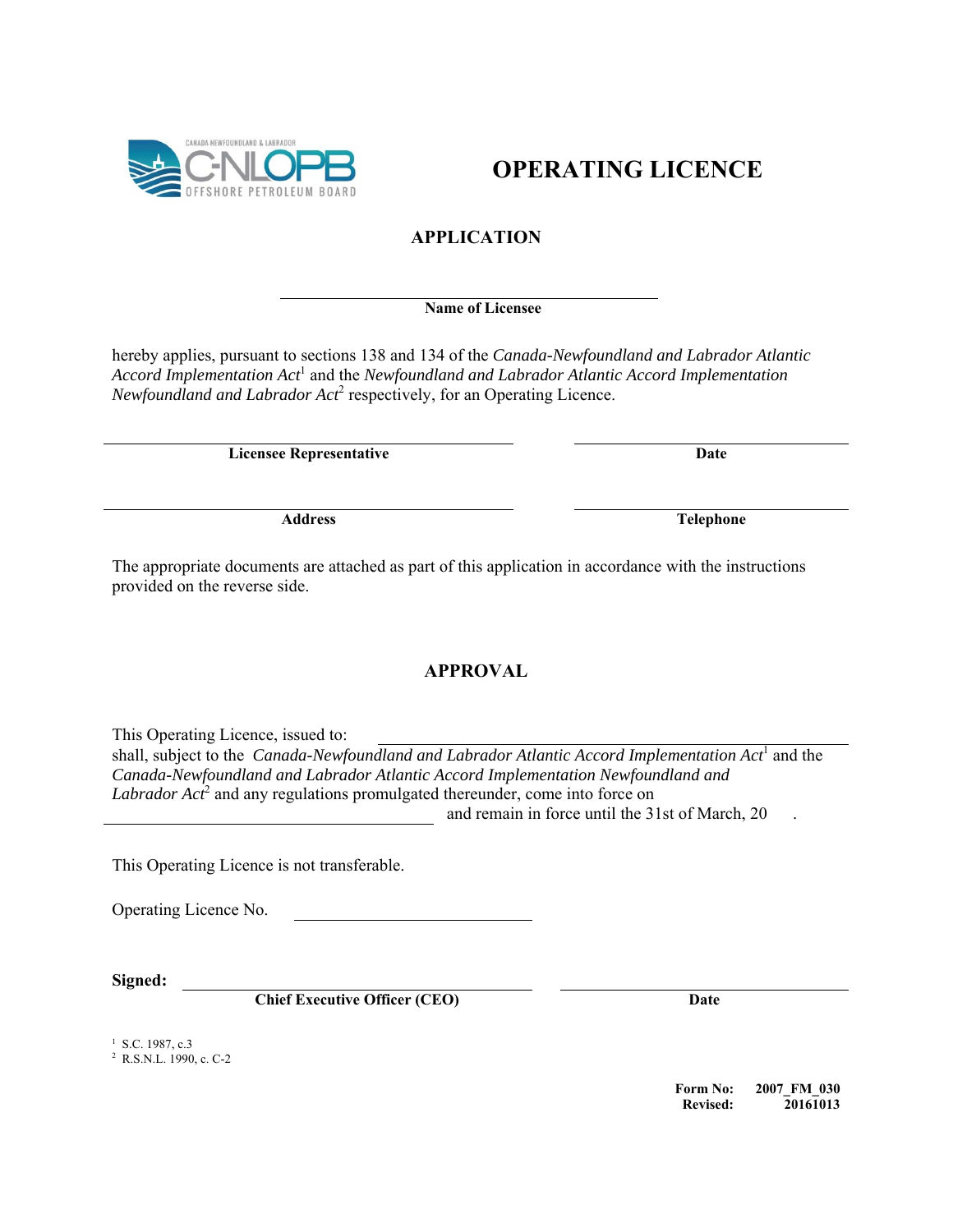# OPERATING LICENCE

## APPLICATION

\_\_\_\_\_\_\_\_\_\_\_\_\_\_\_\_\_\_\_\_\_\_\_\_\_\_\_\_\_\_\_\_\_\_\_\_\_\_\_\_
**Name of Licensee**

hereby applies, pursuant to sections 138 and 134 of the *Canada-Newfoundland and Labrador Atlantic Accord Implementation Act*[1] and the *Newfoundland and Labrador Atlantic Accord Implementation Newfoundland and Labrador Act*[2] respectively, for an Operating Licence.

| **Licensee Representative** | **Date** |
|---|---|
| **Address** | **Telephone** |

The appropriate documents are attached as part of this application in accordance with the instructions provided on the reverse side.

## APPROVAL

This Operating Licence, issued to: \_\_\_\_\_\_\_\_\_\_\_\_\_\_\_\_\_\_\_\_\_\_\_\_\_\_\_\_\_\_\_\_\_\_\_\_\_\_\_\_
shall, subject to the *Canada-Newfoundland and Labrador Atlantic Accord Implementation Act*[1] and the *Canada-Newfoundland and Labrador Atlantic Accord Implementation Newfoundland and Labrador Act*[2] and any regulations promulgated thereunder, come into force on \_\_\_\_\_\_\_\_\_\_\_\_\_\_\_\_\_\_\_\_\_\_\_\_\_\_\_\_\_\_\_\_ and remain in force until the 31st of March, 20 .

This Operating Licence is not transferable.

Operating Licence No. \_\_\_\_\_\_\_\_\_\_\_\_\_\_\_\_\_\_\_\_\_\_\_\_

**Signed:** \_\_\_\_\_\_\_\_\_\_\_\_\_\_\_\_\_\_\_\_\_\_\_\_\_\_\_\_\_\_\_\_\_\_\_\_ \_\_\_\_\_\_\_\_\_\_\_\_\_\_\_\_\_\_\_\_\_\_\_\_\_\_\_\_\_\_

| **Chief Executive Officer (CEO)** | **Date** |
|---|---|

[1] S.C. 1987, c.3
[2] R.S.N.L. 1990, c. C-2

**Form No:** **2007_FM_030**
**Revised:** **20161013**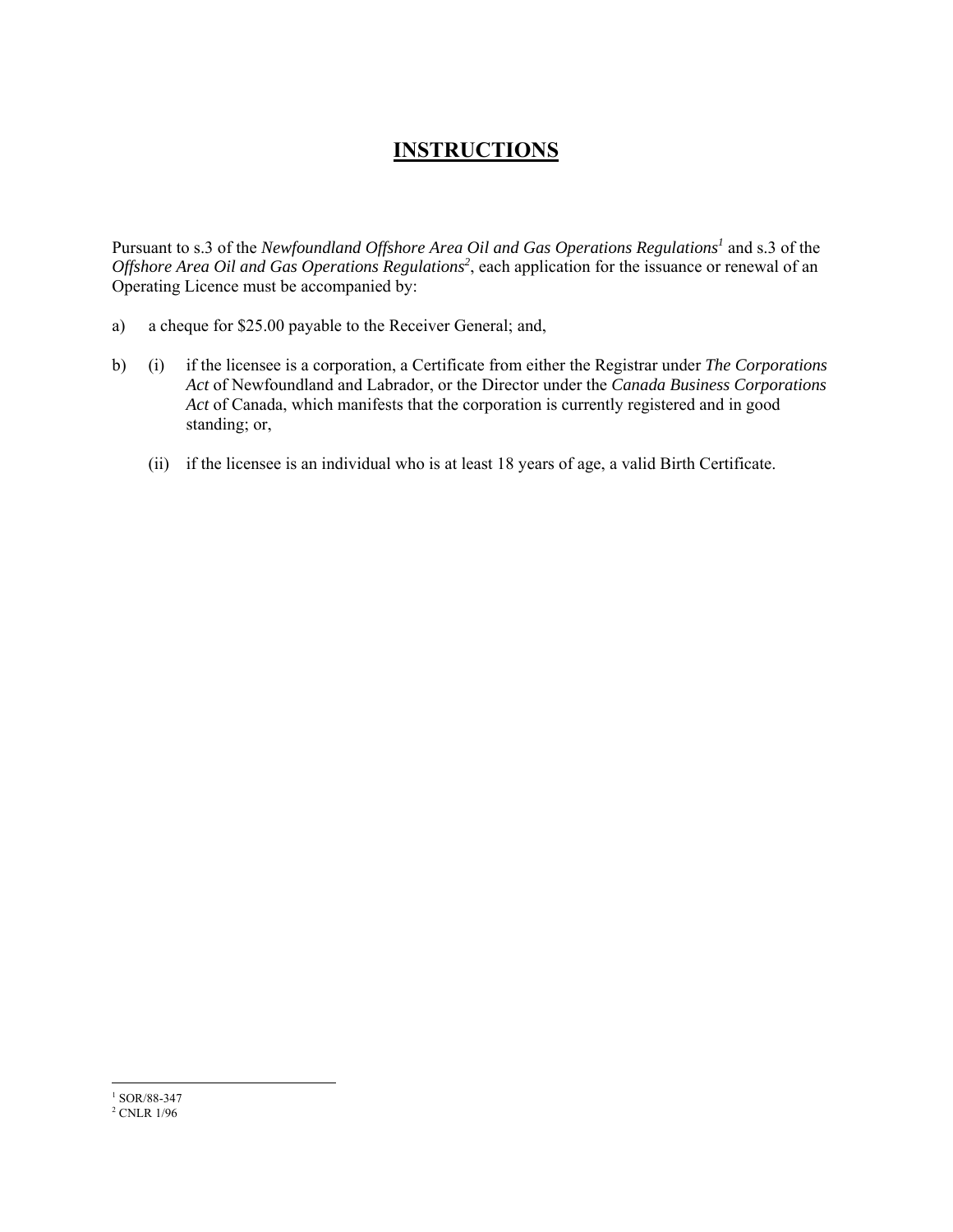# INSTRUCTIONS

Pursuant to s.3 of the *Newfoundland Offshore Area Oil and Gas Operations Regulations*[1] and s.3 of the *Offshore Area Oil and Gas Operations Regulations*[2], each application for the issuance or renewal of an Operating Licence must be accompanied by:

a) a cheque for $25.00 payable to the Receiver General; and,

b) (i) if the licensee is a corporation, a Certificate from either the Registrar under *The Corporations Act* of Newfoundland and Labrador, or the Director under the *Canada Business Corporations Act* of Canada, which manifests that the corporation is currently registered and in good standing; or,

   (ii) if the licensee is an individual who is at least 18 years of age, a valid Birth Certificate.

---

[1] SOR/88-347

[2] CNLR 1/96